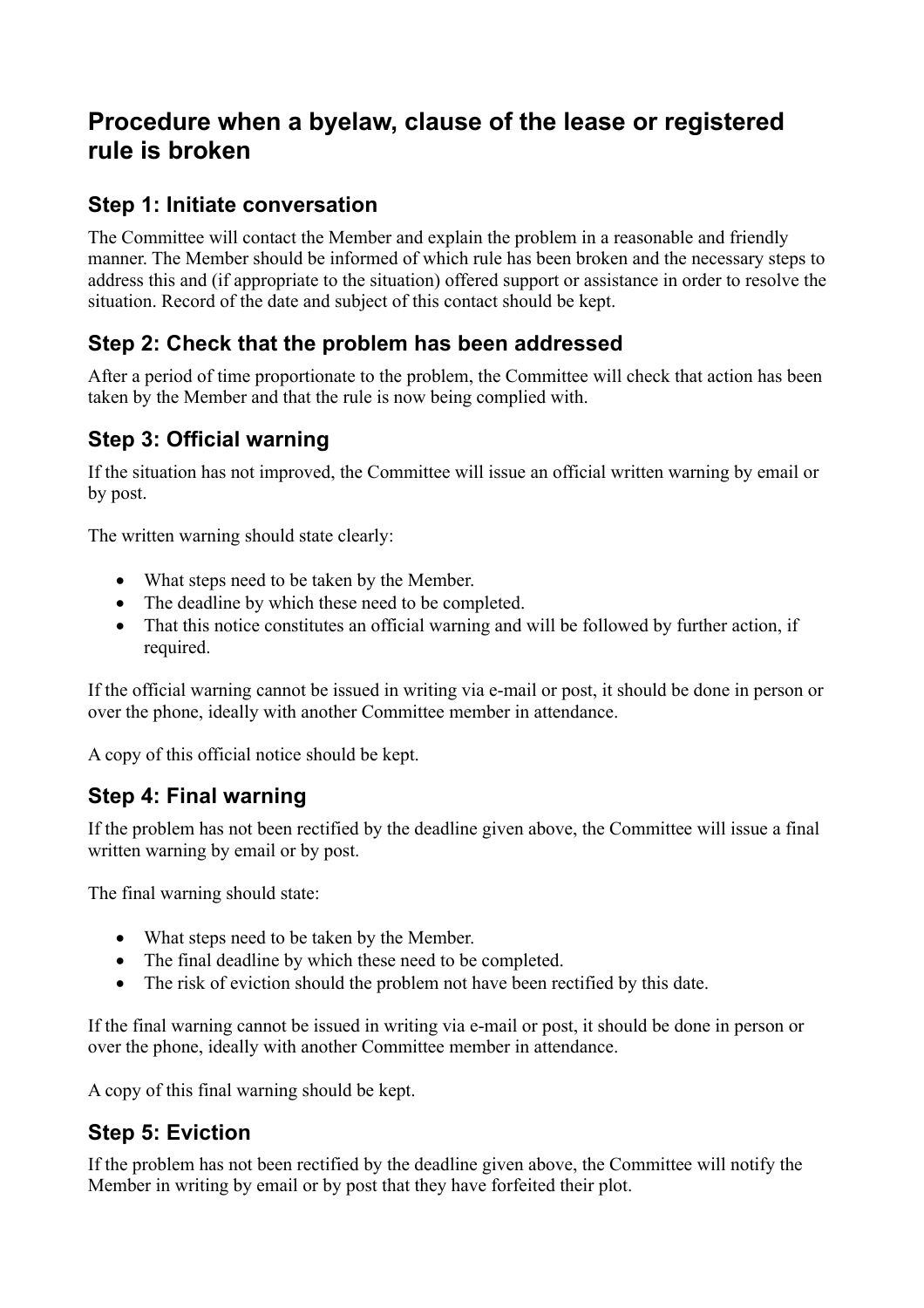# Procedure when a byelaw, clause of the lease or registered rule is broken

## Step 1: Initiate conversation

The Committee will contact the Member and explain the problem in a reasonable and friendly manner. The Member should be informed of which rule has been broken and the necessary steps to address this and (if appropriate to the situation) offered support or assistance in order to resolve the situation. Record of the date and subject of this contact should be kept.

## Step 2: Check that the problem has been addressed

After a period of time proportionate to the problem, the Committee will check that action has been taken by the Member and that the rule is now being complied with.

## Step 3: Official warning

If the situation has not improved, the Committee will issue an official written warning by email or by post.

The written warning should state clearly:

- What steps need to be taken by the Member.
- The deadline by which these need to be completed.
- That this notice constitutes an official warning and will be followed by further action, if required.

If the official warning cannot be issued in writing via e-mail or post, it should be done in person or over the phone, ideally with another Committee member in attendance.

A copy of this official notice should be kept.

## Step 4: Final warning

If the problem has not been rectified by the deadline given above, the Committee will issue a final written warning by email or by post.

The final warning should state:

- What steps need to be taken by the Member.
- The final deadline by which these need to be completed.
- The risk of eviction should the problem not have been rectified by this date.

If the final warning cannot be issued in writing via e-mail or post, it should be done in person or over the phone, ideally with another Committee member in attendance.

A copy of this final warning should be kept.

## Step 5: Eviction

If the problem has not been rectified by the deadline given above, the Committee will notify the Member in writing by email or by post that they have forfeited their plot.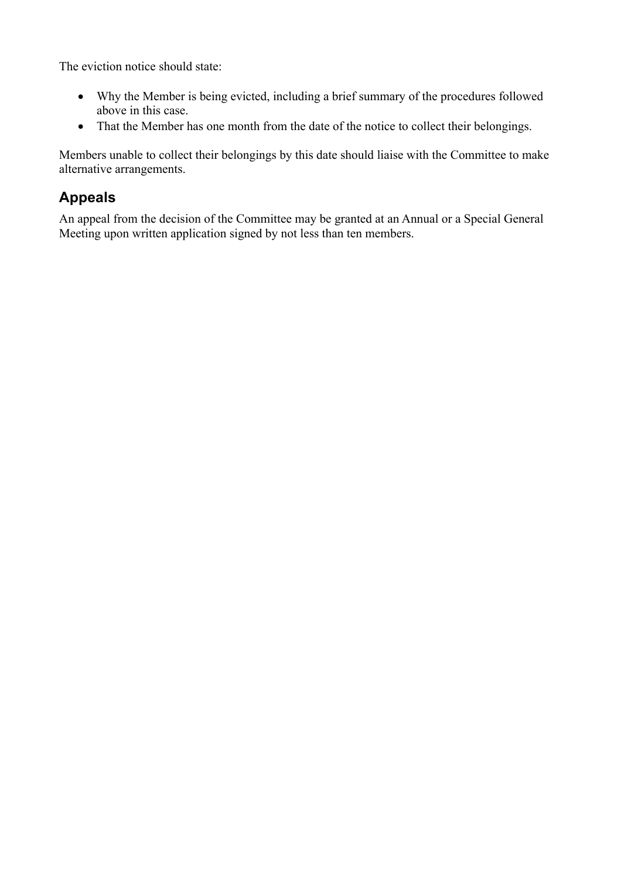The eviction notice should state:

- Why the Member is being evicted, including a brief summary of the procedures followed above in this case.
- That the Member has one month from the date of the notice to collect their belongings.

Members unable to collect their belongings by this date should liaise with the Committee to make alternative arrangements.

## Appeals

An appeal from the decision of the Committee may be granted at an Annual or a Special General Meeting upon written application signed by not less than ten members.